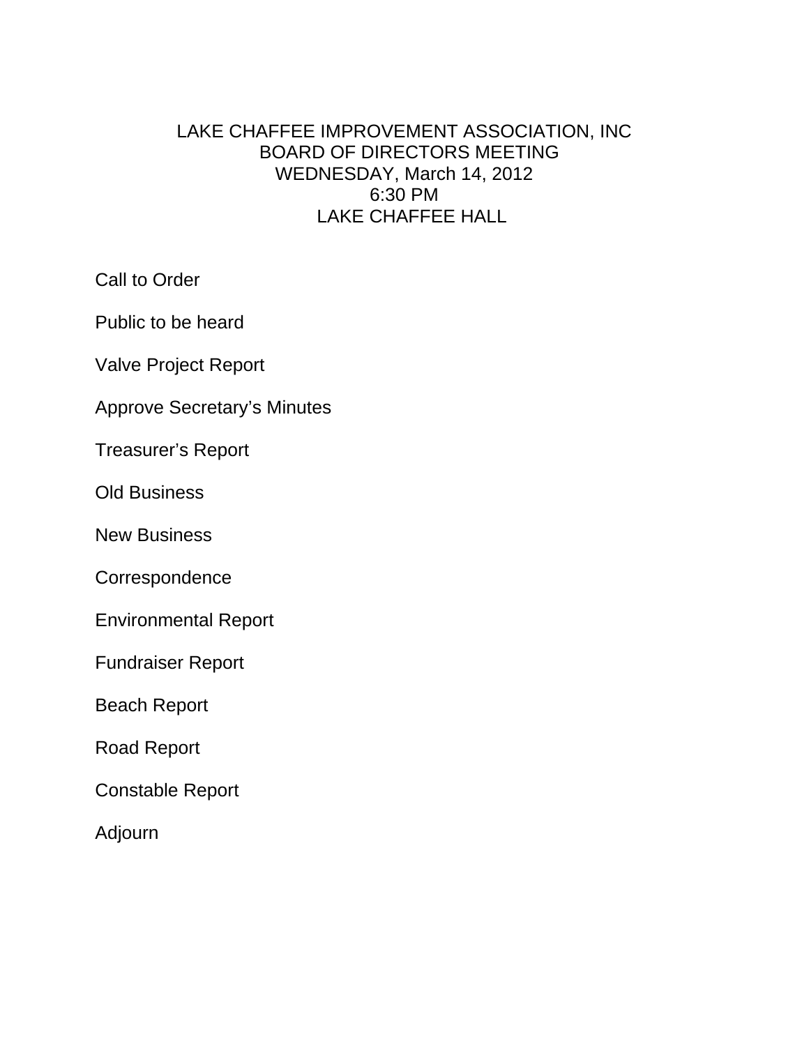# LAKE CHAFFEE IMPROVEMENT ASSOCIATION, INC
## BOARD OF DIRECTORS MEETING
## WEDNESDAY, March 14, 2012
## 6:30 PM
## LAKE CHAFFEE HALL

Call to Order

Public to be heard

Valve Project Report

Approve Secretary's Minutes

Treasurer's Report

Old Business

New Business

Correspondence

Environmental Report

Fundraiser Report

Beach Report

Road Report

Constable Report

Adjourn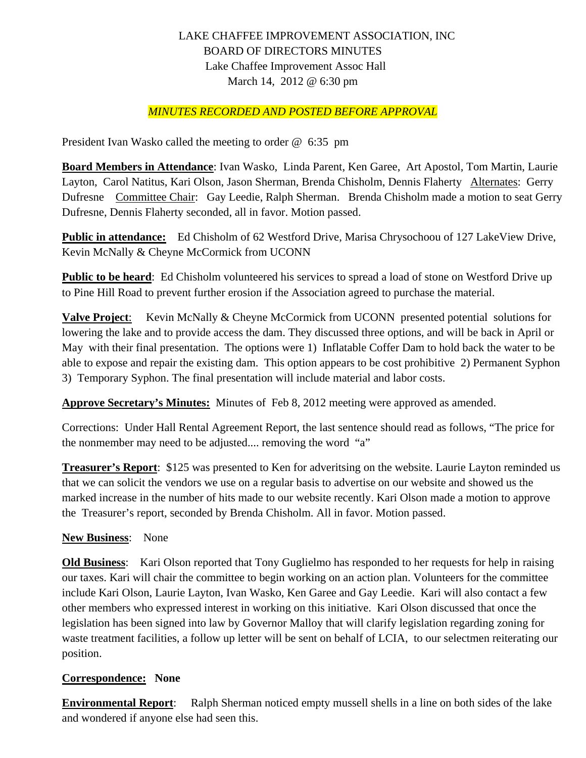LAKE CHAFFEE IMPROVEMENT ASSOCIATION, INC
BOARD OF DIRECTORS MINUTES
Lake Chaffee Improvement Assoc Hall
March 14, 2012 @ 6:30 pm

*MINUTES RECORDED AND POSTED BEFORE APPROVAL*

President Ivan Wasko called the meeting to order @ 6:35 pm

**Board Members in Attendance**: Ivan Wasko, Linda Parent, Ken Garee, Art Apostol, Tom Martin, Laurie Layton, Carol Natitus, Kari Olson, Jason Sherman, Brenda Chisholm, Dennis Flaherty Alternates: Gerry Dufresne Committee Chair: Gay Leedie, Ralph Sherman. Brenda Chisholm made a motion to seat Gerry Dufresne, Dennis Flaherty seconded, all in favor. Motion passed.

**Public in attendance:** Ed Chisholm of 62 Westford Drive, Marisa Chrysochoou of 127 LakeView Drive, Kevin McNally & Cheyne McCormick from UCONN

**Public to be heard**: Ed Chisholm volunteered his services to spread a load of stone on Westford Drive up to Pine Hill Road to prevent further erosion if the Association agreed to purchase the material.

**Valve Project**: Kevin McNally & Cheyne McCormick from UCONN presented potential solutions for lowering the lake and to provide access the dam. They discussed three options, and will be back in April or May with their final presentation. The options were 1) Inflatable Coffer Dam to hold back the water to be able to expose and repair the existing dam. This option appears to be cost prohibitive 2) Permanent Syphon 3) Temporary Syphon. The final presentation will include material and labor costs.

**Approve Secretary's Minutes:** Minutes of Feb 8, 2012 meeting were approved as amended.

Corrections: Under Hall Rental Agreement Report, the last sentence should read as follows, "The price for the nonmember may need to be adjusted.... removing the word "a"

**Treasurer's Report**: $125 was presented to Ken for adveritsing on the website. Laurie Layton reminded us that we can solicit the vendors we use on a regular basis to advertise on our website and showed us the marked increase in the number of hits made to our website recently. Kari Olson made a motion to approve the Treasurer's report, seconded by Brenda Chisholm. All in favor. Motion passed.

**New Business**: None

**Old Business**: Kari Olson reported that Tony Guglielmo has responded to her requests for help in raising our taxes. Kari will chair the committee to begin working on an action plan. Volunteers for the committee include Kari Olson, Laurie Layton, Ivan Wasko, Ken Garee and Gay Leedie. Kari will also contact a few other members who expressed interest in working on this initiative. Kari Olson discussed that once the legislation has been signed into law by Governor Malloy that will clarify legislation regarding zoning for waste treatment facilities, a follow up letter will be sent on behalf of LCIA, to our selectmen reiterating our position.

**Correspondence: None**

**Environmental Report**: Ralph Sherman noticed empty mussell shells in a line on both sides of the lake and wondered if anyone else had seen this.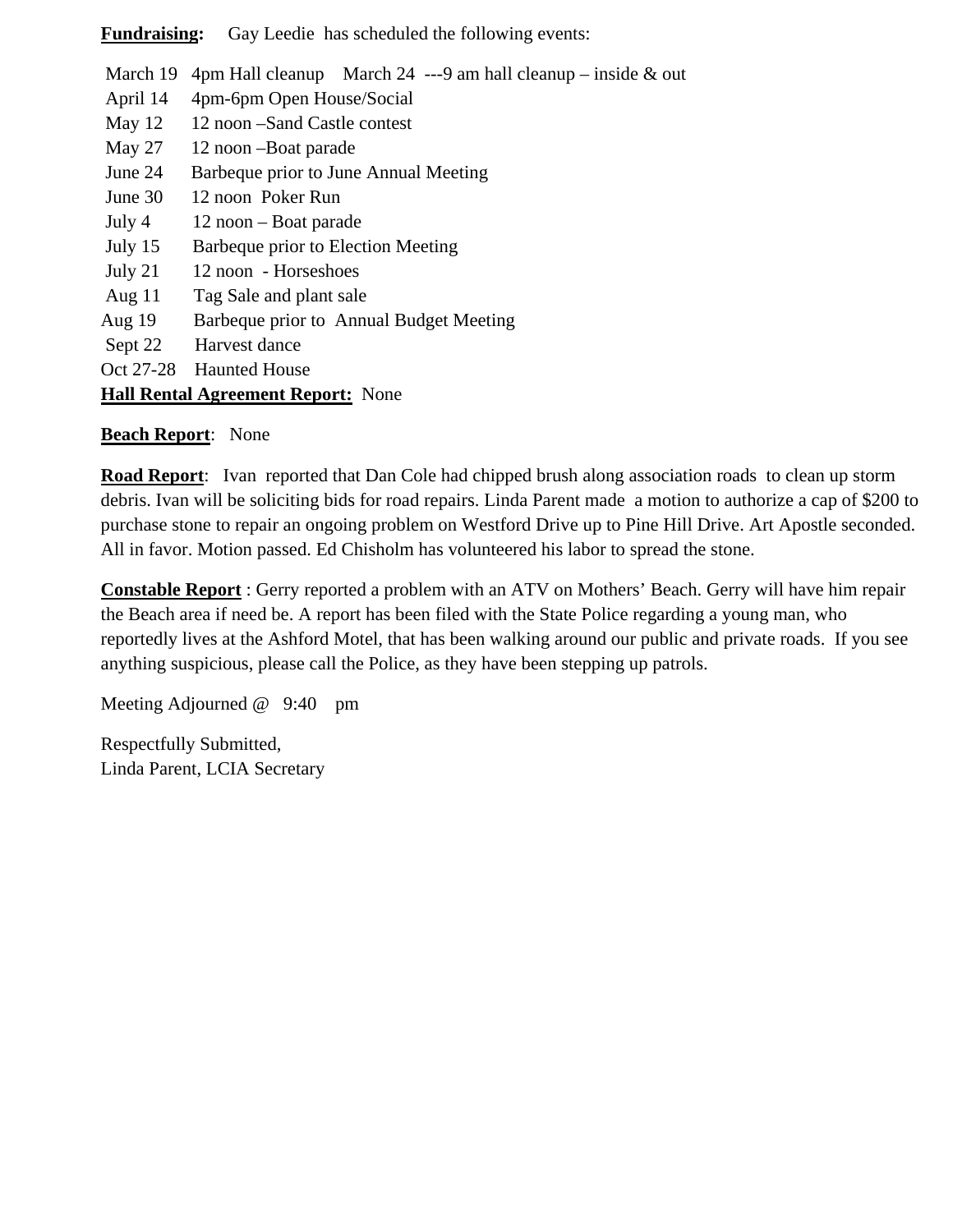**Fundraising:** Gay Leedie has scheduled the following events:

March 19 4pm Hall cleanup March 24 ---9 am hall cleanup – inside & out
April 14 4pm-6pm Open House/Social
May 12 12 noon –Sand Castle contest
May 27 12 noon –Boat parade
June 24 Barbeque prior to June Annual Meeting
June 30 12 noon Poker Run
July 4 12 noon – Boat parade
July 15 Barbeque prior to Election Meeting
July 21 12 noon - Horseshoes
Aug 11 Tag Sale and plant sale
Aug 19 Barbeque prior to Annual Budget Meeting
Sept 22 Harvest dance
Oct 27-28 Haunted House

**Hall Rental Agreement Report:** None

**Beach Report**: None

**Road Report**: Ivan reported that Dan Cole had chipped brush along association roads to clean up storm debris. Ivan will be soliciting bids for road repairs. Linda Parent made a motion to authorize a cap of $200 to purchase stone to repair an ongoing problem on Westford Drive up to Pine Hill Drive. Art Apostle seconded. All in favor. Motion passed. Ed Chisholm has volunteered his labor to spread the stone.

**Constable Report** : Gerry reported a problem with an ATV on Mothers' Beach. Gerry will have him repair the Beach area if need be. A report has been filed with the State Police regarding a young man, who reportedly lives at the Ashford Motel, that has been walking around our public and private roads. If you see anything suspicious, please call the Police, as they have been stepping up patrols.

Meeting Adjourned @ 9:40 pm

Respectfully Submitted,
Linda Parent, LCIA Secretary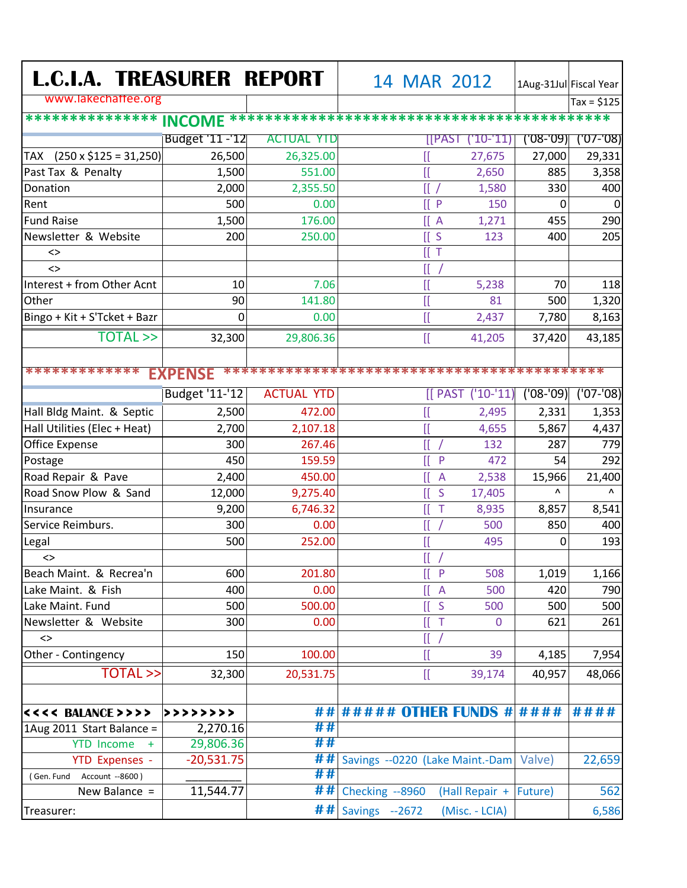# L.C.I.A. TREASURER REPORT

**14 MAR 2012** — 1Aug-31Jul Fiscal Year — Tax = $125

www.lakechaffee.org

## ************** INCOME **************

| | Budget '11 -'12 | ACTUAL YTD | [[PAST ('10-'11) | | ('08-'09) | ('07-'08) |
|---|---|---|---|---|---|---|
| TAX (250 x $125 = 31,250) | 26,500 | 26,325.00 | [[ | 27,675 | 27,000 | 29,331 |
| Past Tax & Penalty | 1,500 | 551.00 | [[ | 2,650 | 885 | 3,358 |
| Donation | 2,000 | 2,355.50 | [[ / | 1,580 | 330 | 400 |
| Rent | 500 | 0.00 | [[ P | 150 | 0 | 0 |
| Fund Raise | 1,500 | 176.00 | [[ A | 1,271 | 455 | 290 |
| Newsletter & Website | 200 | 250.00 | [[ S | 123 | 400 | 205 |
| <> | | | [[ T | | | |
| <> | | | [[ / | | | |
| Interest + from Other Acnt | 10 | 7.06 | [[ | 5,238 | 70 | 118 |
| Other | 90 | 141.80 | [[ | 81 | 500 | 1,320 |
| Bingo + Kit + S'Tcket + Bazr | 0 | 0.00 | [[ | 2,437 | 7,780 | 8,163 |
| TOTAL >> | 32,300 | 29,806.36 | [[ | 41,205 | 37,420 | 43,185 |

## ************* EXPENSE *************

| | Budget '11-'12 | ACTUAL YTD | [[ PAST ('10-'11) | | ('08-'09) | ('07-'08) |
|---|---|---|---|---|---|---|
| Hall Bldg Maint. & Septic | 2,500 | 472.00 | [[ | 2,495 | 2,331 | 1,353 |
| Hall Utilities (Elec + Heat) | 2,700 | 2,107.18 | [[ | 4,655 | 5,867 | 4,437 |
| Office Expense | 300 | 267.46 | [[ / | 132 | 287 | 779 |
| Postage | 450 | 159.59 | [[ P | 472 | 54 | 292 |
| Road Repair & Pave | 2,400 | 450.00 | [[ A | 2,538 | 15,966 | 21,400 |
| Road Snow Plow & Sand | 12,000 | 9,275.40 | [[ S | 17,405 | ^ | ^ |
| Insurance | 9,200 | 6,746.32 | [[ T | 8,935 | 8,857 | 8,541 |
| Service Reimburs. | 300 | 0.00 | [[ / | 500 | 850 | 400 |
| Legal | 500 | 252.00 | [[ | 495 | 0 | 193 |
| <> | | | [[ / | | | |
| Beach Maint. & Recrea'n | 600 | 201.80 | [[ P | 508 | 1,019 | 1,166 |
| Lake Maint. & Fish | 400 | 0.00 | [[ A | 500 | 420 | 790 |
| Lake Maint. Fund | 500 | 500.00 | [[ S | 500 | 500 | 500 |
| Newsletter & Website | 300 | 0.00 | [[ T | 0 | 621 | 261 |
| <> | | | [[ / | | | |
| Other - Contingency | 150 | 100.00 | [[ | 39 | 4,185 | 7,954 |
| TOTAL >> | 32,300 | 20,531.75 | [[ | 39,174 | 40,957 | 48,066 |

| <<<< BALANCE >>>> | >>>>>>>> | ## | ##### OTHER FUNDS # | #### | #### |
|---|---|---|---|---|---|
| 1Aug 2011 Start Balance = | 2,270.16 | ## | | | |
| YTD Income + | 29,806.36 | ## | | | |
| YTD Expenses - | -20,531.75 | ## | Savings --0220 (Lake Maint.-Dam | Valve) | 22,659 |
| ( Gen. Fund Account --8600 ) | _________ | ## | | | |
| New Balance = | 11,544.77 | ## | Checking --8960 (Hall Repair + | Future) | 562 |
| Treasurer: | | ## | Savings --2672 (Misc. - LCIA) | | 6,586 |